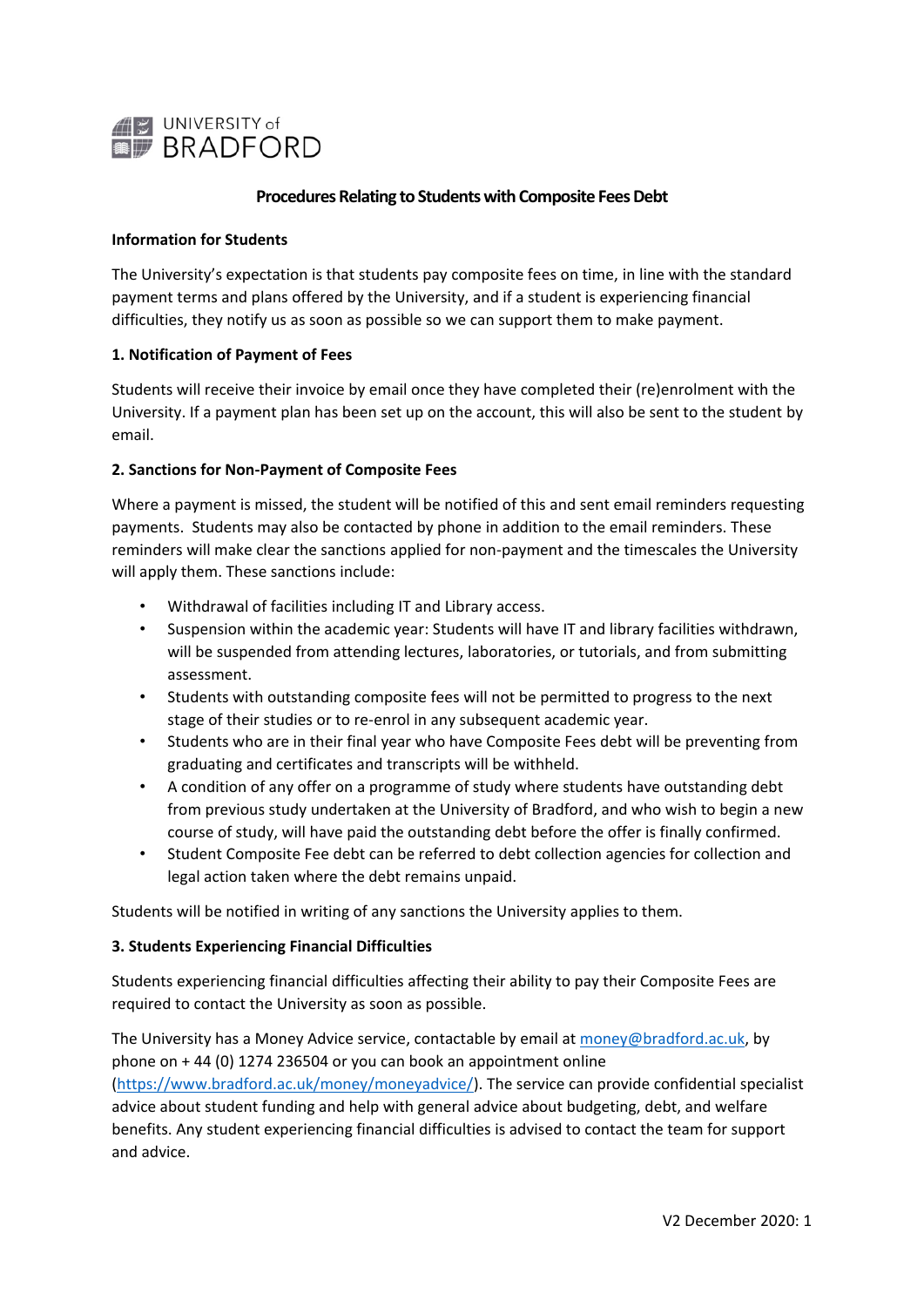UNIVERSITY of BRADFORD

# Procedures Relating to Students with Composite Fees Debt

**Information for Students**

The University's expectation is that students pay composite fees on time, in line with the standard payment terms and plans offered by the University, and if a student is experiencing financial difficulties, they notify us as soon as possible so we can support them to make payment.

## 1. Notification of Payment of Fees

Students will receive their invoice by email once they have completed their (re)enrolment with the University. If a payment plan has been set up on the account, this will also be sent to the student by email.

## 2. Sanctions for Non-Payment of Composite Fees

Where a payment is missed, the student will be notified of this and sent email reminders requesting payments. Students may also be contacted by phone in addition to the email reminders. These reminders will make clear the sanctions applied for non-payment and the timescales the University will apply them. These sanctions include:

- Withdrawal of facilities including IT and Library access.
- Suspension within the academic year: Students will have IT and library facilities withdrawn, will be suspended from attending lectures, laboratories, or tutorials, and from submitting assessment.
- Students with outstanding composite fees will not be permitted to progress to the next stage of their studies or to re-enrol in any subsequent academic year.
- Students who are in their final year who have Composite Fees debt will be preventing from graduating and certificates and transcripts will be withheld.
- A condition of any offer on a programme of study where students have outstanding debt from previous study undertaken at the University of Bradford, and who wish to begin a new course of study, will have paid the outstanding debt before the offer is finally confirmed.
- Student Composite Fee debt can be referred to debt collection agencies for collection and legal action taken where the debt remains unpaid.

Students will be notified in writing of any sanctions the University applies to them.

## 3. Students Experiencing Financial Difficulties

Students experiencing financial difficulties affecting their ability to pay their Composite Fees are required to contact the University as soon as possible.

The University has a Money Advice service, contactable by email at money@bradford.ac.uk, by phone on + 44 (0) 1274 236504 or you can book an appointment online (https://www.bradford.ac.uk/money/moneyadvice/). The service can provide confidential specialist advice about student funding and help with general advice about budgeting, debt, and welfare benefits. Any student experiencing financial difficulties is advised to contact the team for support and advice.

V2 December 2020: 1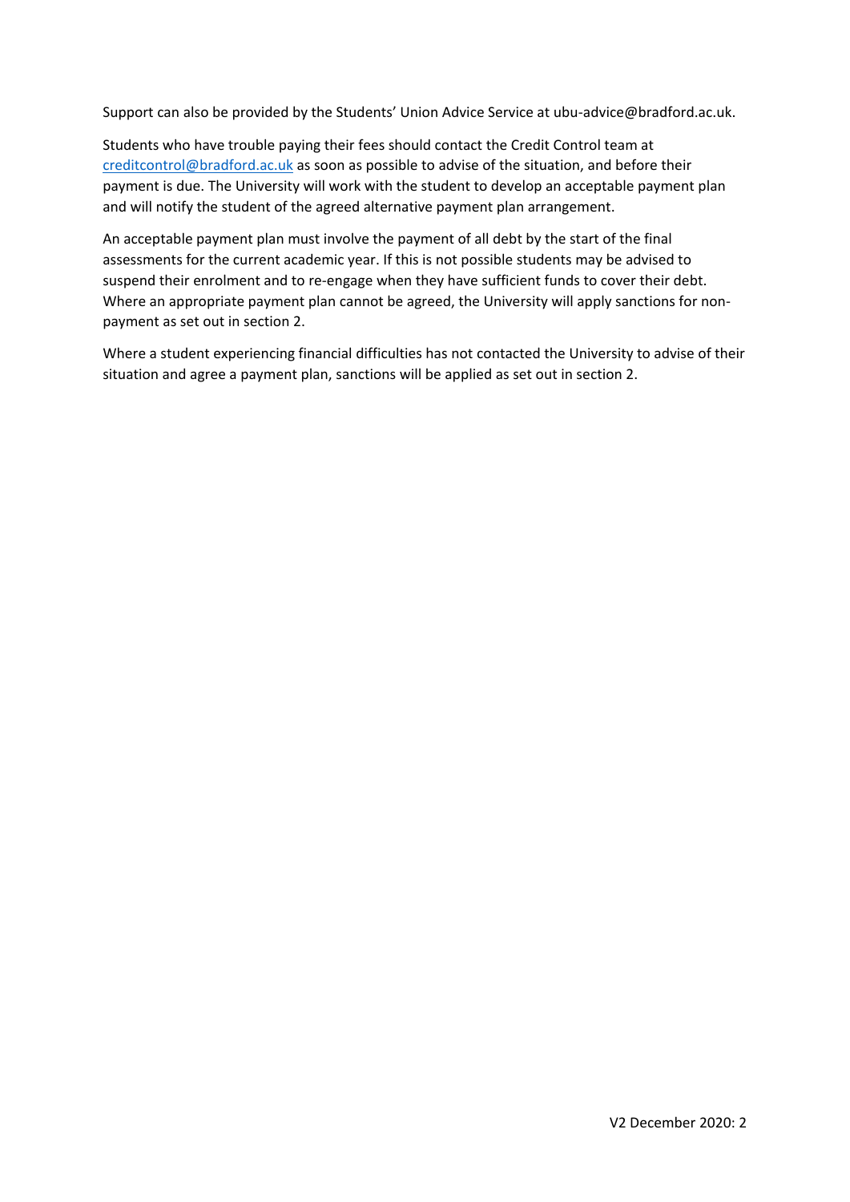Support can also be provided by the Students' Union Advice Service at ubu-advice@bradford.ac.uk.

Students who have trouble paying their fees should contact the Credit Control team at [creditcontrol@bradford.ac.uk](mailto:creditcontrol@bradford.ac.uk) as soon as possible to advise of the situation, and before their payment is due. The University will work with the student to develop an acceptable payment plan and will notify the student of the agreed alternative payment plan arrangement.

An acceptable payment plan must involve the payment of all debt by the start of the final assessments for the current academic year. If this is not possible students may be advised to suspend their enrolment and to re-engage when they have sufficient funds to cover their debt. Where an appropriate payment plan cannot be agreed, the University will apply sanctions for non-payment as set out in section 2.

Where a student experiencing financial difficulties has not contacted the University to advise of their situation and agree a payment plan, sanctions will be applied as set out in section 2.